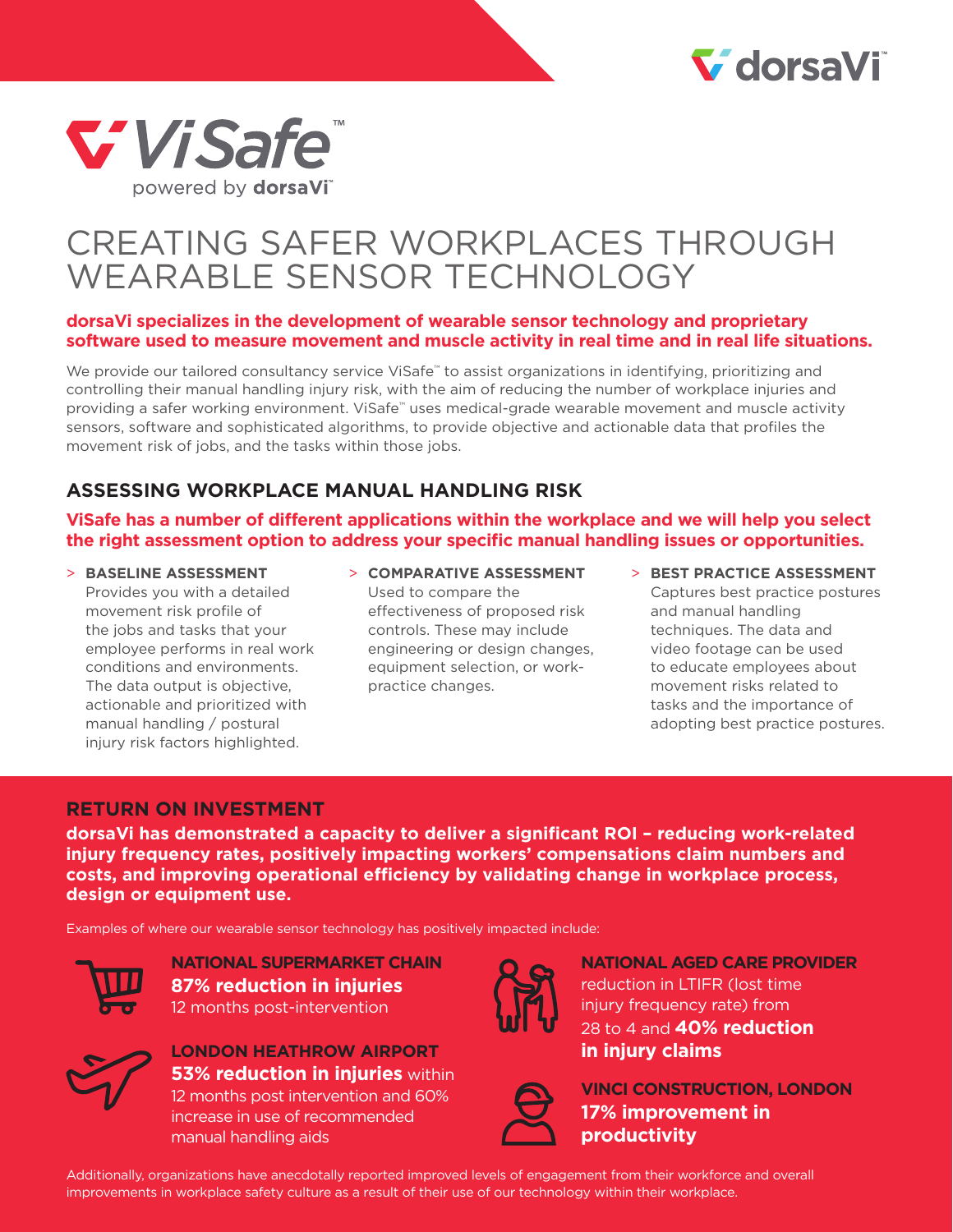ViSafe™

powered by dorsaVi™

# CREATING SAFER WORKPLACES THROUGH WEARABLE SENSOR TECHNOLOGY

**dorsaVi specializes in the development of wearable sensor technology and proprietary software used to measure movement and muscle activity in real time and in real life situations.**

We provide our tailored consultancy service ViSafe™ to assist organizations in identifying, prioritizing and controlling their manual handling injury risk, with the aim of reducing the number of workplace injuries and providing a safer working environment. ViSafe™ uses medical-grade wearable movement and muscle activity sensors, software and sophisticated algorithms, to provide objective and actionable data that profiles the movement risk of jobs, and the tasks within those jobs.

## ASSESSING WORKPLACE MANUAL HANDLING RISK

**ViSafe has a number of different applications within the workplace and we will help you select the right assessment option to address your specific manual handling issues or opportunities.**

- **BASELINE ASSESSMENT**
  Provides you with a detailed movement risk profile of the jobs and tasks that your employee performs in real work conditions and environments. The data output is objective, actionable and prioritized with manual handling / postural injury risk factors highlighted.
- **COMPARATIVE ASSESSMENT**
  Used to compare the effectiveness of proposed risk controls. These may include engineering or design changes, equipment selection, or work-practice changes.
- **BEST PRACTICE ASSESSMENT**
  Captures best practice postures and manual handling techniques. The data and video footage can be used to educate employees about movement risks related to tasks and the importance of adopting best practice postures.

## RETURN ON INVESTMENT

**dorsaVi has demonstrated a capacity to deliver a significant ROI – reducing work-related injury frequency rates, positively impacting workers' compensations claim numbers and costs, and improving operational efficiency by validating change in workplace process, design or equipment use.**

Examples of where our wearable sensor technology has positively impacted include:

**NATIONAL SUPERMARKET CHAIN**
**87% reduction in injuries**
12 months post-intervention

**LONDON HEATHROW AIRPORT**
**53% reduction in injuries** within 12 months post intervention and 60% increase in use of recommended manual handling aids

**NATIONAL AGED CARE PROVIDER**
reduction in LTIFR (lost time injury frequency rate) from 28 to 4 and **40% reduction in injury claims**

**VINCI CONSTRUCTION, LONDON**
**17% improvement in productivity**

Additionally, organizations have anecdotally reported improved levels of engagement from their workforce and overall improvements in workplace safety culture as a result of their use of our technology within their workplace.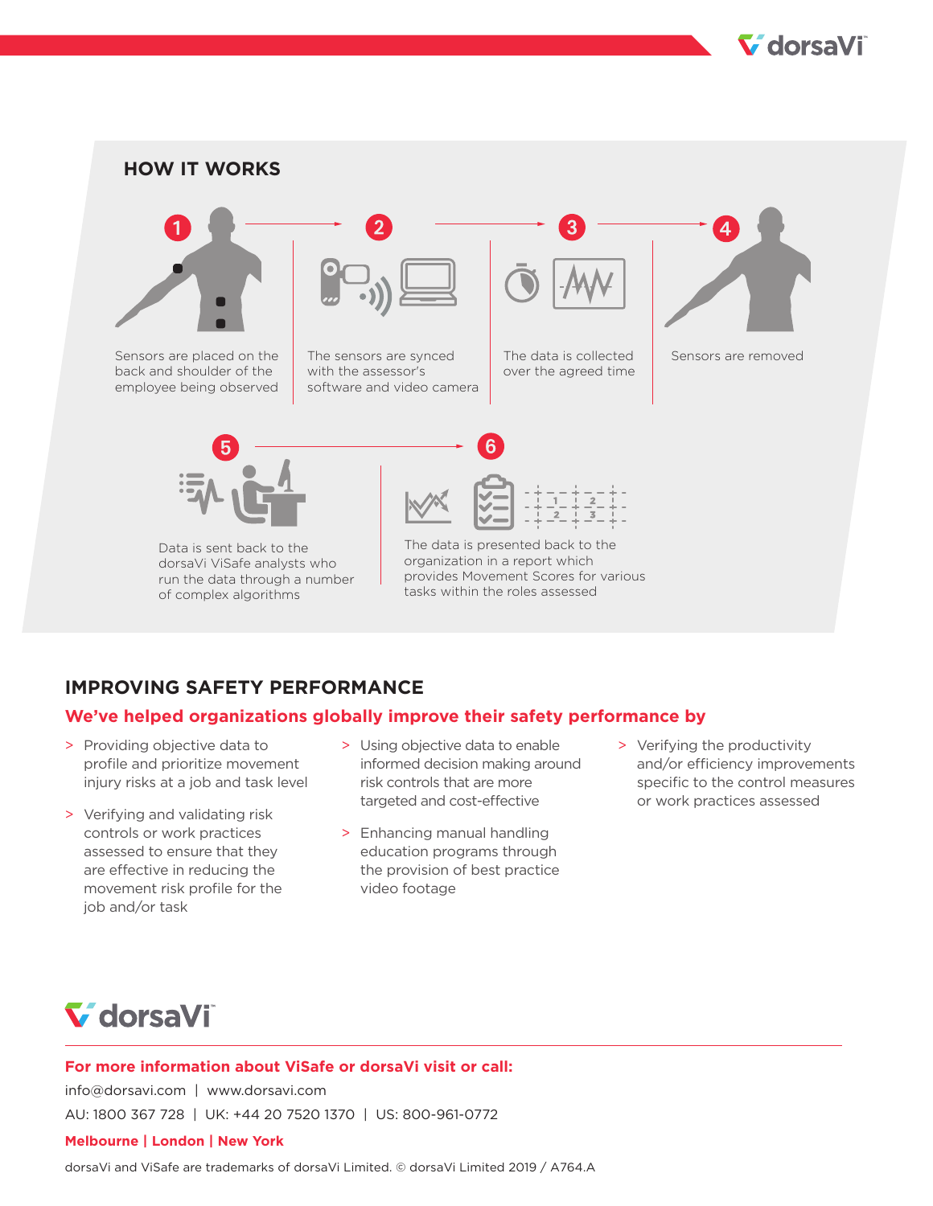## HOW IT WORKS

1. Sensors are placed on the back and shoulder of the employee being observed
2. The sensors are synced with the assessor's software and video camera
3. The data is collected over the agreed time
4. Sensors are removed
5. Data is sent back to the dorsaVi ViSafe analysts who run the data through a number of complex algorithms
6. The data is presented back to the organization in a report which provides Movement Scores for various tasks within the roles assessed

## IMPROVING SAFETY PERFORMANCE

### We've helped organizations globally improve their safety performance by

> Providing objective data to profile and prioritize movement injury risks at a job and task level

> Verifying and validating risk controls or work practices assessed to ensure that they are effective in reducing the movement risk profile for the job and/or task

> Using objective data to enable informed decision making around risk controls that are more targeted and cost-effective

> Enhancing manual handling education programs through the provision of best practice video footage

> Verifying the productivity and/or efficiency improvements specific to the control measures or work practices assessed

dorsaVi

**For more information about ViSafe or dorsaVi visit or call:**

info@dorsavi.com | www.dorsavi.com

AU: 1800 367 728 | UK: +44 20 7520 1370 | US: 800-961-0772

**Melbourne | London | New York**

dorsaVi and ViSafe are trademarks of dorsaVi Limited. © dorsaVi Limited 2019 / A764.A